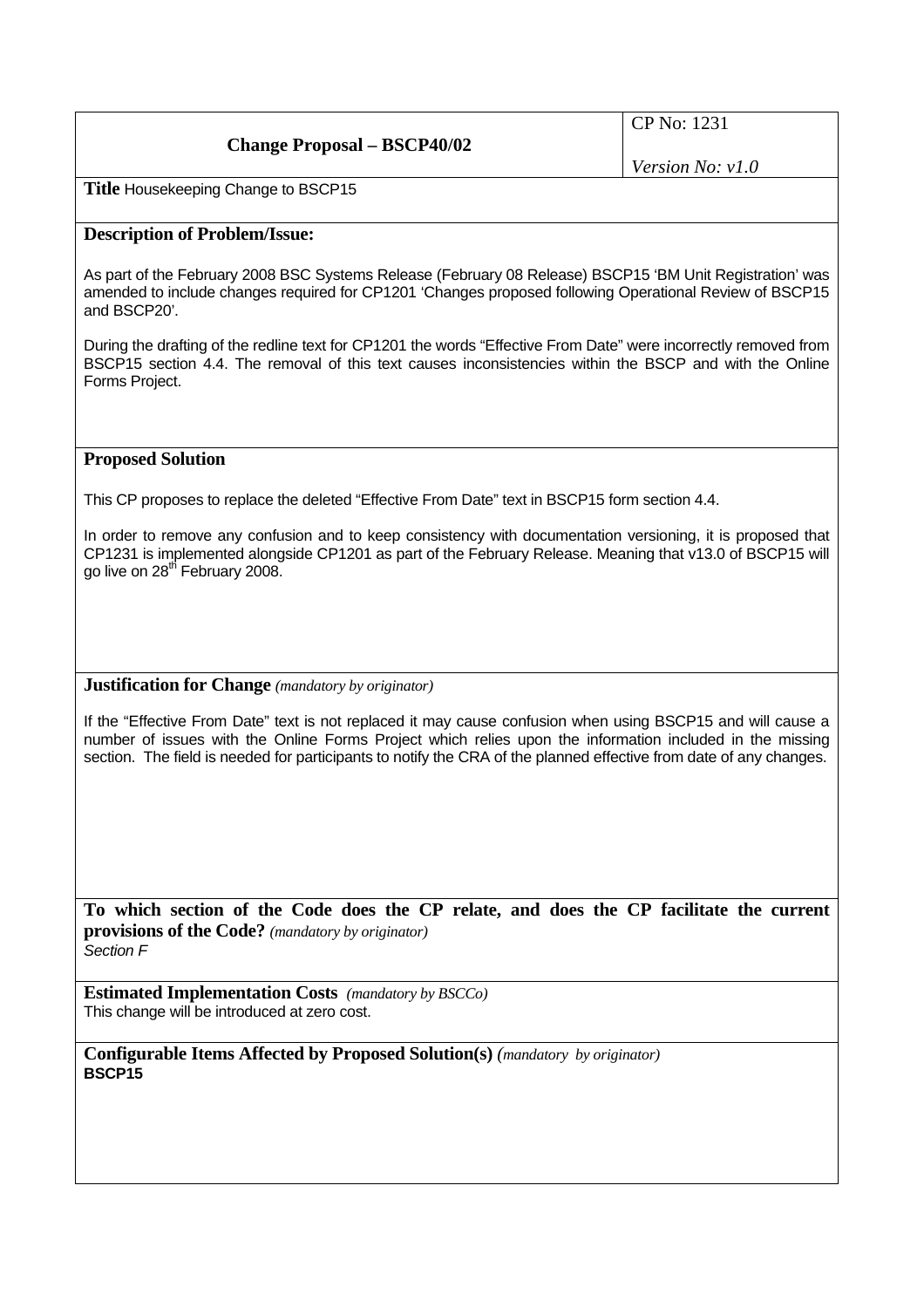| **Change Proposal – BSCP40/02** | CP No: 1231<br><br>*Version No: v1.0* |
|---|---|

**Title** Housekeeping Change to BSCP15

**Description of Problem/Issue:**

As part of the February 2008 BSC Systems Release (February 08 Release) BSCP15 'BM Unit Registration' was amended to include changes required for CP1201 'Changes proposed following Operational Review of BSCP15 and BSCP20'.

During the drafting of the redline text for CP1201 the words "Effective From Date" were incorrectly removed from BSCP15 section 4.4. The removal of this text causes inconsistencies within the BSCP and with the Online Forms Project.

**Proposed Solution**

This CP proposes to replace the deleted "Effective From Date" text in BSCP15 form section 4.4.

In order to remove any confusion and to keep consistency with documentation versioning, it is proposed that CP1231 is implemented alongside CP1201 as part of the February Release. Meaning that v13.0 of BSCP15 will go live on 28th February 2008.

**Justification for Change** *(mandatory by originator)*

If the "Effective From Date" text is not replaced it may cause confusion when using BSCP15 and will cause a number of issues with the Online Forms Project which relies upon the information included in the missing section. The field is needed for participants to notify the CRA of the planned effective from date of any changes.

**To which section of the Code does the CP relate, and does the CP facilitate the current provisions of the Code?** *(mandatory by originator)*
*Section F*

**Estimated Implementation Costs** *(mandatory by BSCCo)*
This change will be introduced at zero cost.

**Configurable Items Affected by Proposed Solution(s)** *(mandatory by originator)*
**BSCP15**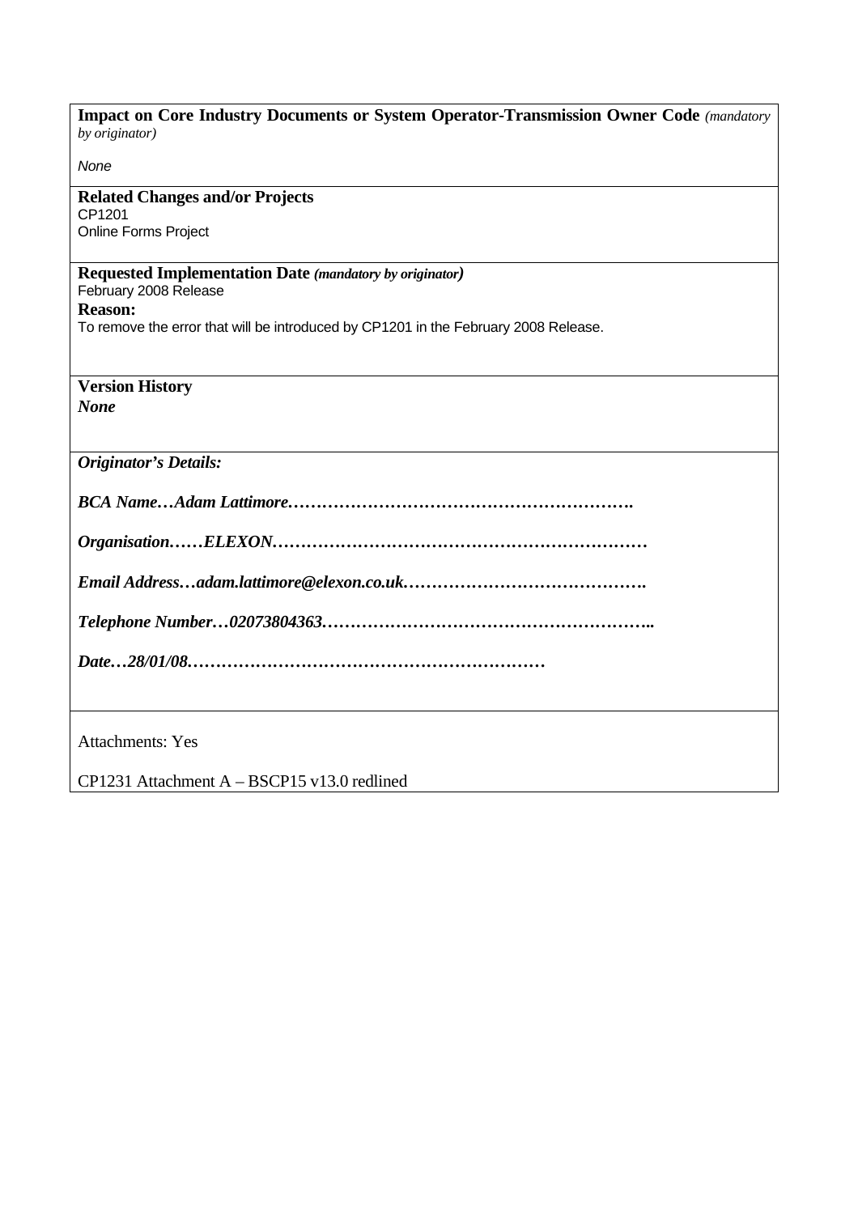**Impact on Core Industry Documents or System Operator-Transmission Owner Code** *(mandatory by originator)*

*None*

**Related Changes and/or Projects**
CP1201
Online Forms Project

**Requested Implementation Date** ***(mandatory by originator)***
February 2008 Release
**Reason:**
To remove the error that will be introduced by CP1201 in the February 2008 Release.

**Version History**
***None***

***Originator's Details:***

***BCA Name…Adam Lattimore…………………………………………………….***

***Organisation……ELEXON…………………………………………………………***

***Email Address…adam.lattimore@elexon.co.uk………………………………….***

***Telephone Number…02073804363…………………………………………………..***

***Date…28/01/08………………………………………………………***

Attachments: Yes

CP1231 Attachment A – BSCP15 v13.0 redlined